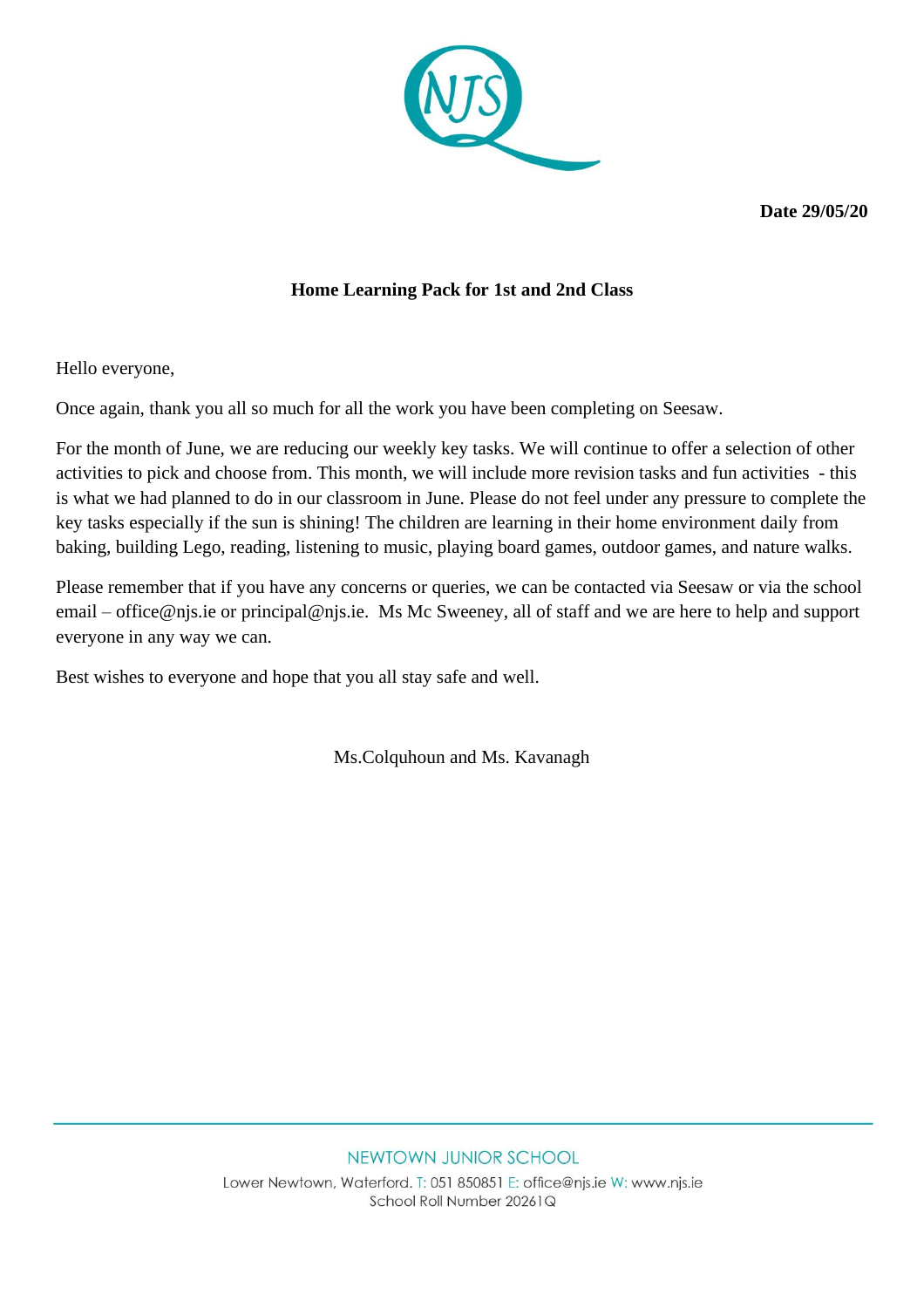**Date 29/05/20**

**Home Learning Pack for 1st and 2nd Class**

Hello everyone,

Once again, thank you all so much for all the work you have been completing on Seesaw.

For the month of June, we are reducing our weekly key tasks. We will continue to offer a selection of other activities to pick and choose from. This month, we will include more revision tasks and fun activities - this is what we had planned to do in our classroom in June. Please do not feel under any pressure to complete the key tasks especially if the sun is shining! The children are learning in their home environment daily from baking, building Lego, reading, listening to music, playing board games, outdoor games, and nature walks.

Please remember that if you have any concerns or queries, we can be contacted via Seesaw or via the school email – office@njs.ie or principal@njs.ie. Ms Mc Sweeney, all of staff and we are here to help and support everyone in any way we can.

Best wishes to everyone and hope that you all stay safe and well.

Ms.Colquhoun and Ms. Kavanagh

NEWTOWN JUNIOR SCHOOL

Lower Newtown, Waterford. T: 051 850851 E: office@njs.ie W: www.njs.ie
School Roll Number 20261Q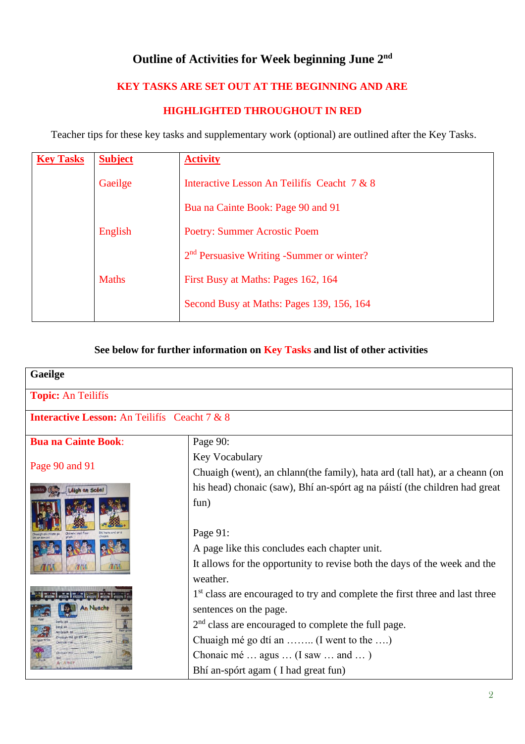# Outline of Activities for Week beginning June 2nd

**KEY TASKS ARE SET OUT AT THE BEGINNING AND ARE**

**HIGHLIGHTED THROUGHOUT IN RED**

Teacher tips for these key tasks and supplementary work (optional) are outlined after the Key Tasks.

| Key Tasks | Subject | Activity |
|---|---|---|
| | Gaeilge | Interactive Lesson An Teilifís Ceacht 7 & 8 |
| | | Bua na Cainte Book: Page 90 and 91 |
| | English | Poetry: Summer Acrostic Poem |
| | | 2nd Persuasive Writing -Summer or winter? |
| | Maths | First Busy at Maths: Pages 162, 164 |
| | | Second Busy at Maths: Pages 139, 156, 164 |

**See below for further information on Key Tasks and list of other activities**

| **Gaeilge** | |
|---|---|
| **Topic:** An Teilifís | |
| **Interactive Lesson:** An Teilifís Ceacht 7 & 8 | |
| **Bua na Cainte Book**:<br><br>Page 90 and 91 | Page 90:<br>Key Vocabulary<br>Chuaigh (went), an chlann(the family), hata ard (tall hat), ar a cheann (on his head) chonaic (saw), Bhí an-spórt ag na páistí (the children had great fun)<br><br>Page 91:<br>A page like this concludes each chapter unit.<br>It allows for the opportunity to revise both the days of the week and the weather.<br>1st class are encouraged to try and complete the first three and last three sentences on the page.<br>2nd class are encouraged to complete the full page.<br>Chuaigh mé go dtí an …….. (I went to the ….)<br>Chonaic mé … agus … (I saw … and … )<br>Bhí an-spórt agam ( I had great fun) |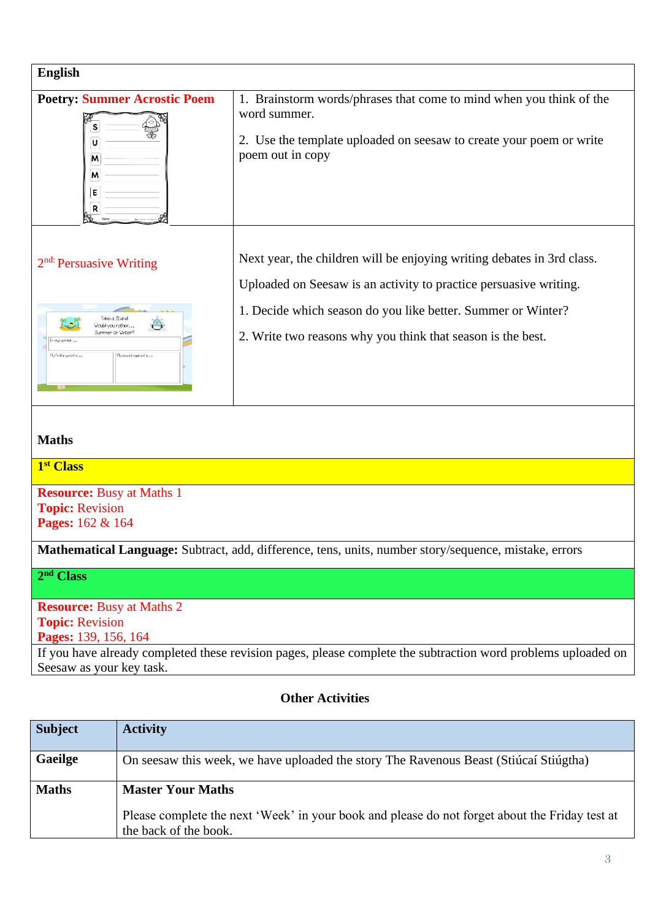| English | |
|---|---|
| **Poetry: Summer Acrostic Poem** | 1. Brainstorm words/phrases that come to mind when you think of the word summer.<br><br>2. Use the template uploaded on seesaw to create your poem or write poem out in copy |
| 2nd: Persuasive Writing | Next year, the children will be enjoying writing debates in 3rd class.<br><br>Uploaded on Seesaw is an activity to practice persuasive writing.<br><br>1. Decide which season do you like better. Summer or Winter?<br><br>2. Write two reasons why you think that season is the best. |

**Maths**

**1st Class**

**Resource:** Busy at Maths 1
**Topic:** Revision
**Pages:** 162 & 164

**Mathematical Language:** Subtract, add, difference, tens, units, number story/sequence, mistake, errors

**2nd Class**

**Resource:** Busy at Maths 2
**Topic:** Revision
**Pages:** 139, 156, 164

If you have already completed these revision pages, please complete the subtraction word problems uploaded on Seesaw as your key task.

**Other Activities**

| Subject | Activity |
|---|---|
| **Gaeilge** | On seesaw this week, we have uploaded the story The Ravenous Beast (Stiúcaí Stiúgtha) |
| **Maths** | **Master Your Maths**<br><br>Please complete the next 'Week' in your book and please do not forget about the Friday test at the back of the book. |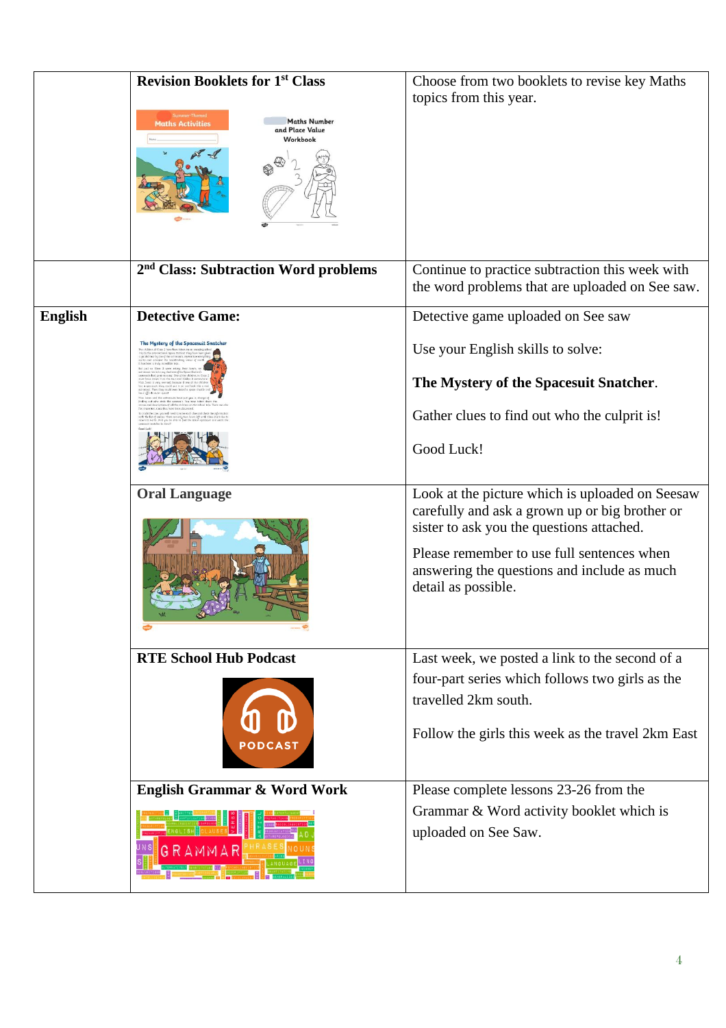| | | |
|---|---|---|
| | **Revision Booklets for 1st Class** | Choose from two booklets to revise key Maths topics from this year. |
| | **2nd Class: Subtraction Word problems** | Continue to practice subtraction this week with the word problems that are uploaded on See saw. |
| **English** | **Detective Game:** | Detective game uploaded on See saw<br><br>Use your English skills to solve:<br><br>**The Mystery of the Spacesuit Snatcher**.<br><br>Gather clues to find out who the culprit is!<br><br>Good Luck! |
| | **Oral Language** | Look at the picture which is uploaded on Seesaw carefully and ask a grown up or big brother or sister to ask you the questions attached.<br><br>Please remember to use full sentences when answering the questions and include as much detail as possible. |
| | **RTE School Hub Podcast** | Last week, we posted a link to the second of a four-part series which follows two girls as the travelled 2km south.<br><br>Follow the girls this week as the travel 2km East |
| | **English Grammar & Word Work** | Please complete lessons 23-26 from the Grammar & Word activity booklet which is uploaded on See Saw. |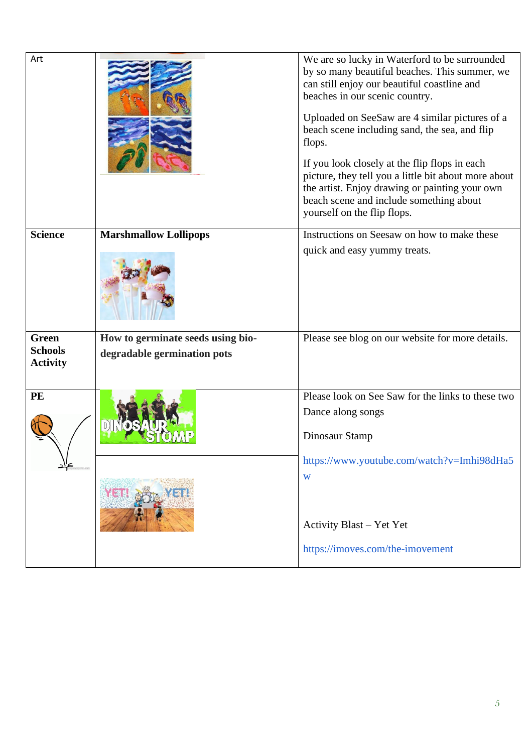| | | |
|---|---|---|
| Art | | We are so lucky in Waterford to be surrounded by so many beautiful beaches. This summer, we can still enjoy our beautiful coastline and beaches in our scenic country.<br><br>Uploaded on SeeSaw are 4 similar pictures of a beach scene including sand, the sea, and flip flops.<br><br>If you look closely at the flip flops in each picture, they tell you a little bit about more about the artist. Enjoy drawing or painting your own beach scene and include something about yourself on the flip flops. |
| **Science** | **Marshmallow Lollipops** | Instructions on Seesaw on how to make these quick and easy yummy treats. |
| **Green Schools Activity** | **How to germinate seeds using bio-degradable germination pots** | Please see blog on our website for more details. |
| **PE** | | Please look on See Saw for the links to these two Dance along songs<br><br>Dinosaur Stamp<br><br>https://www.youtube.com/watch?v=Imhi98dHa5w |
| | | Activity Blast – Yet Yet<br><br>https://imoves.com/the-imovement |